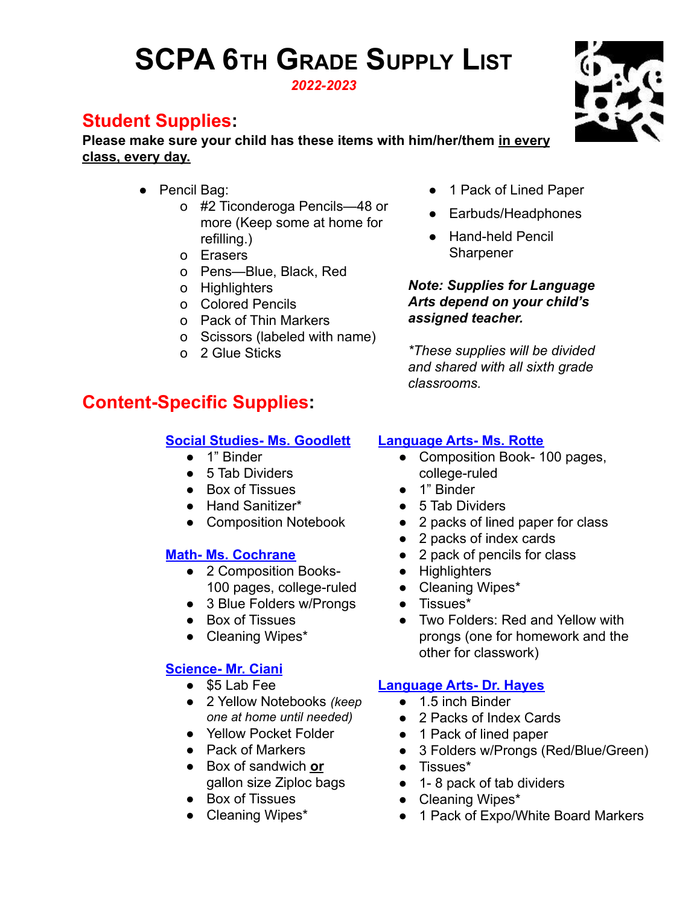# SCPA 6th Grade Supply List

***2022-2023***

## Student Supplies:

**Please make sure your child has these items with him/her/them <u>in every class, every day.</u>**

- Pencil Bag:
  - #2 Ticonderoga Pencils—48 or more (Keep some at home for refilling.)
  - Erasers
  - Pens—Blue, Black, Red
  - Highlighters
  - Colored Pencils
  - Pack of Thin Markers
  - Scissors (labeled with name)
  - 2 Glue Sticks
- 1 Pack of Lined Paper
- Earbuds/Headphones
- Hand-held Pencil Sharpener

***Note: Supplies for Language Arts depend on your child's assigned teacher.***

*\*These supplies will be divided and shared with all sixth grade classrooms.*

## Content-Specific Supplies:

### Social Studies- Ms. Goodlett

- 1" Binder
- 5 Tab Dividers
- Box of Tissues
- Hand Sanitizer*
- Composition Notebook

### Math- Ms. Cochrane

- 2 Composition Books- 100 pages, college-ruled
- 3 Blue Folders w/Prongs
- Box of Tissues
- Cleaning Wipes*

### Science- Mr. Ciani

- $5 Lab Fee
- 2 Yellow Notebooks *(keep one at home until needed)*
- Yellow Pocket Folder
- Pack of Markers
- Box of sandwich **<u>or</u>** gallon size Ziploc bags
- Box of Tissues
- Cleaning Wipes*

### Language Arts- Ms. Rotte

- Composition Book- 100 pages, college-ruled
- 1" Binder
- 5 Tab Dividers
- 2 packs of lined paper for class
- 2 packs of index cards
- 2 pack of pencils for class
- Highlighters
- Cleaning Wipes*
- Tissues*
- Two Folders: Red and Yellow with prongs (one for homework and the other for classwork)

### Language Arts- Dr. Hayes

- 1.5 inch Binder
- 2 Packs of Index Cards
- 1 Pack of lined paper
- 3 Folders w/Prongs (Red/Blue/Green)
- Tissues*
- 1- 8 pack of tab dividers
- Cleaning Wipes*
- 1 Pack of Expo/White Board Markers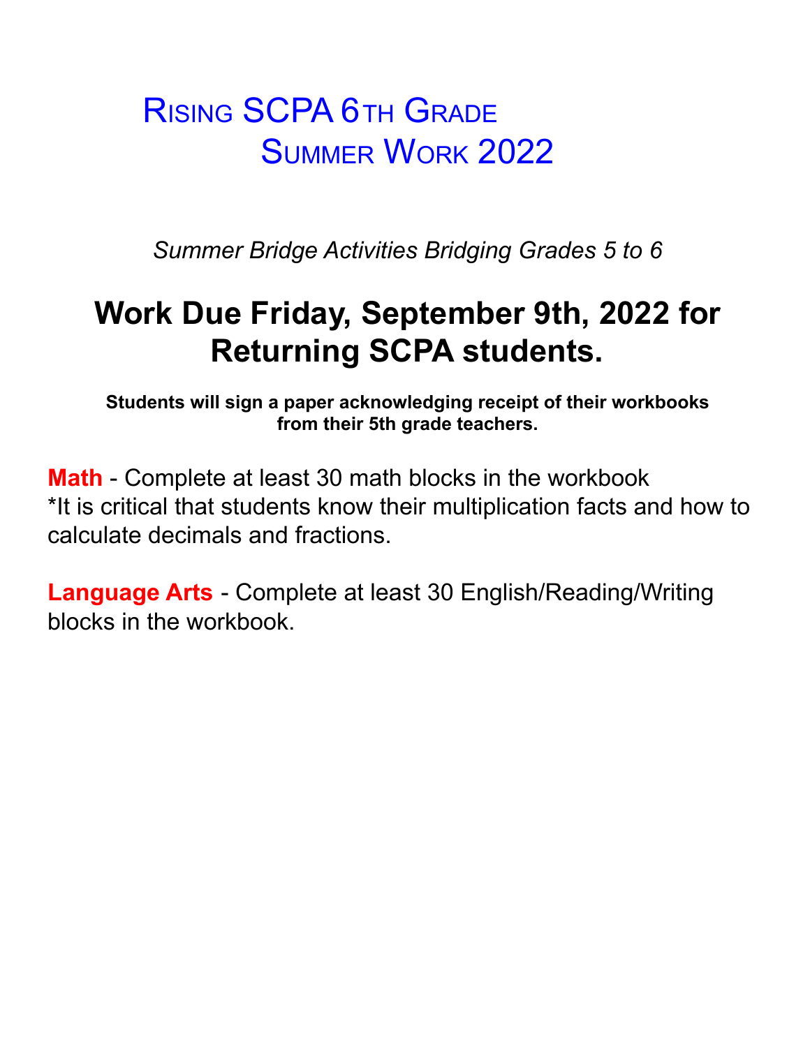# Rising SCPA 6th Grade Summer Work 2022

*Summer Bridge Activities Bridging Grades 5 to 6*

## Work Due Friday, September 9th, 2022 for Returning SCPA students.

**Students will sign a paper acknowledging receipt of their workbooks from their 5th grade teachers.**

**Math** - Complete at least 30 math blocks in the workbook
*It is critical that students know their multiplication facts and how to calculate decimals and fractions.

**Language Arts** - Complete at least 30 English/Reading/Writing blocks in the workbook.